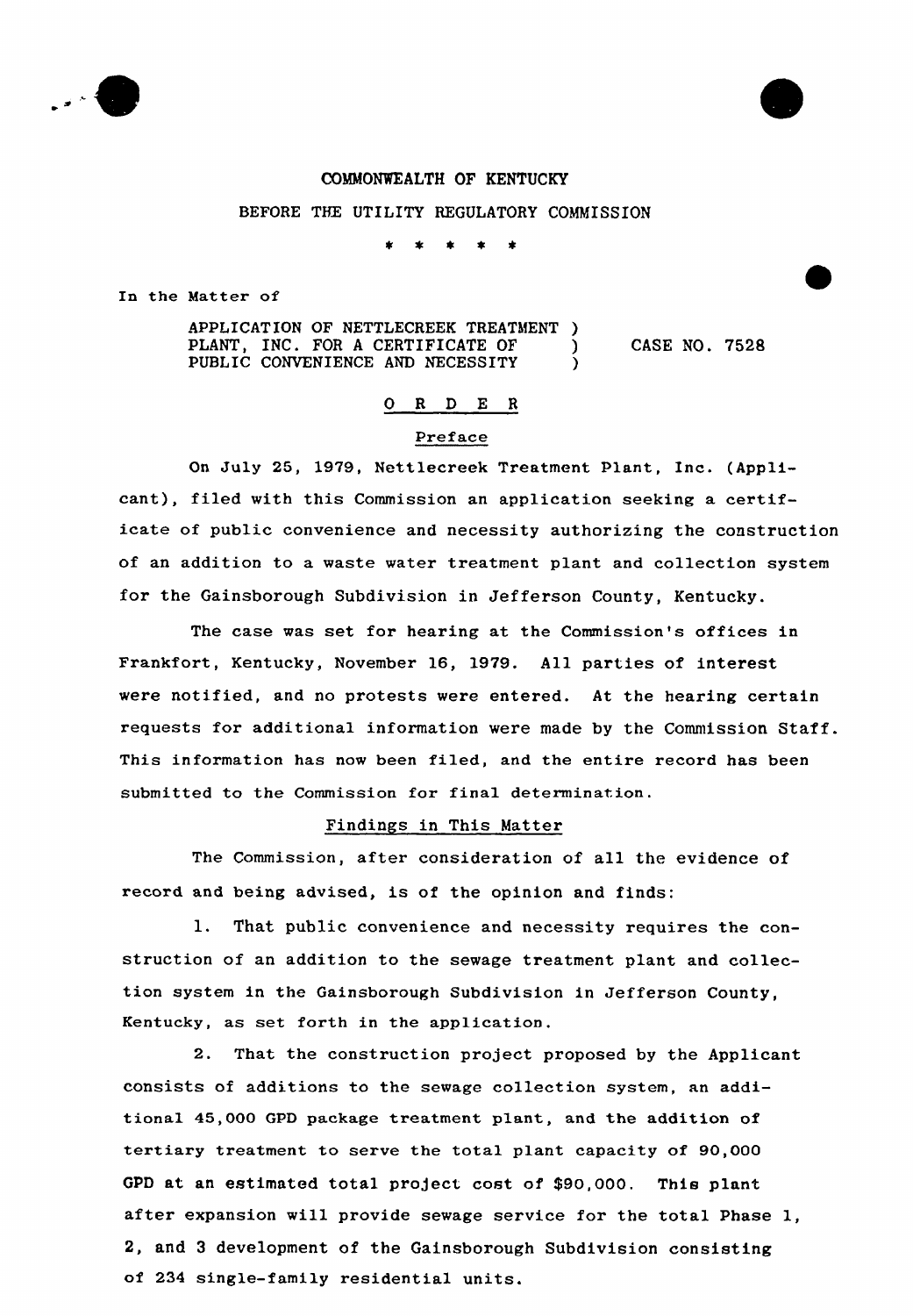COMMONWEALTH OF KENTUCKY

BEFORE THE UTILITY REGULATORY COMMISSION

\* \* \* \* \*

In the Matter of

| | | |
|---|---|---|
| APPLICATION OF NETTLECREEK TREATMENT PLANT, INC. FOR A CERTIFICATE OF PUBLIC CONVENIENCE AND NECESSITY | ) ) ) | CASE NO. 7528 |

## O R D E R

### Preface

On July 25, 1979, Nettlecreek Treatment Plant, Inc. (Applicant), filed with this Commission an application seeking a certificate of public convenience and necessity authorizing the construction of an addition to a waste water treatment plant and collection system for the Gainsborough Subdivision in Jefferson County, Kentucky.

The case was set for hearing at the Commission's offices in Frankfort, Kentucky, November 16, 1979. All parties of interest were notified, and no protests were entered. At the hearing certain requests for additional information were made by the Commission Staff. This information has now been filed, and the entire record has been submitted to the Commission for final determination.

### Findings in This Matter

The Commission, after consideration of all the evidence of record and being advised, is of the opinion and finds:

1. That public convenience and necessity requires the construction of an addition to the sewage treatment plant and collection system in the Gainsborough Subdivision in Jefferson County, Kentucky, as set forth in the application.

2. That the construction project proposed by the Applicant consists of additions to the sewage collection system, an additional 45,000 GPD package treatment plant, and the addition of tertiary treatment to serve the total plant capacity of 90,000 GPD at an estimated total project cost of $90,000. This plant after expansion will provide sewage service for the total Phase 1, 2, and 3 development of the Gainsborough Subdivision consisting of 234 single-family residential units.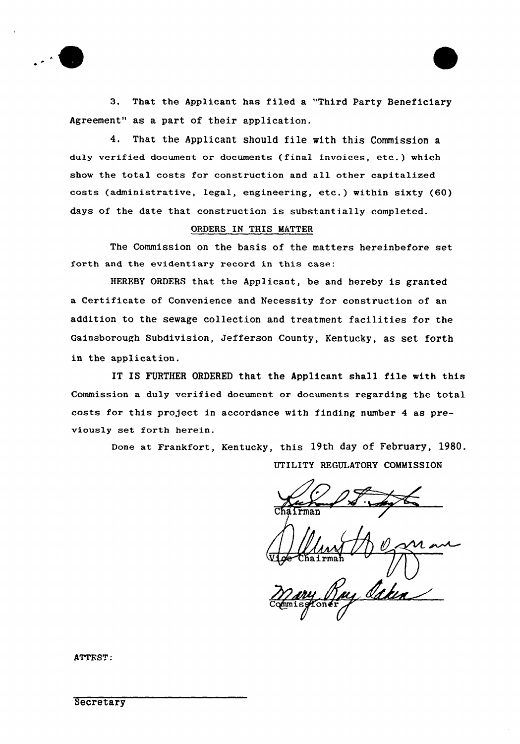3. That the Applicant has filed a "Third Party Beneficiary Agreement" as a part of their application.

4. That the Applicant should file with this Commission a duly verified document or documents (final invoices, etc.) which show the total costs for construction and all other capitalized costs (administrative, legal, engineering, etc.) within sixty (60) days of the date that construction is substantially completed.

ORDERS IN THIS MATTER

The Commission on the basis of the matters hereinbefore set forth and the evidentiary record in this case:

HEREBY ORDERS that the Applicant, be and hereby is granted a Certificate of Convenience and Necessity for construction of an addition to the sewage collection and treatment facilities for the Gainsborough Subdivision, Jefferson County, Kentucky, as set forth in the application.

IT IS FURTHER ORDERED that the Applicant shall file with this Commission a duly verified document or documents regarding the total costs for this project in accordance with finding number 4 as previously set forth herein.

Done at Frankfort, Kentucky, this 19th day of February, 1980.

UTILITY REGULATORY COMMISSION

Chairman

Vice Chairman

Commissioner

ATTEST:

Secretary